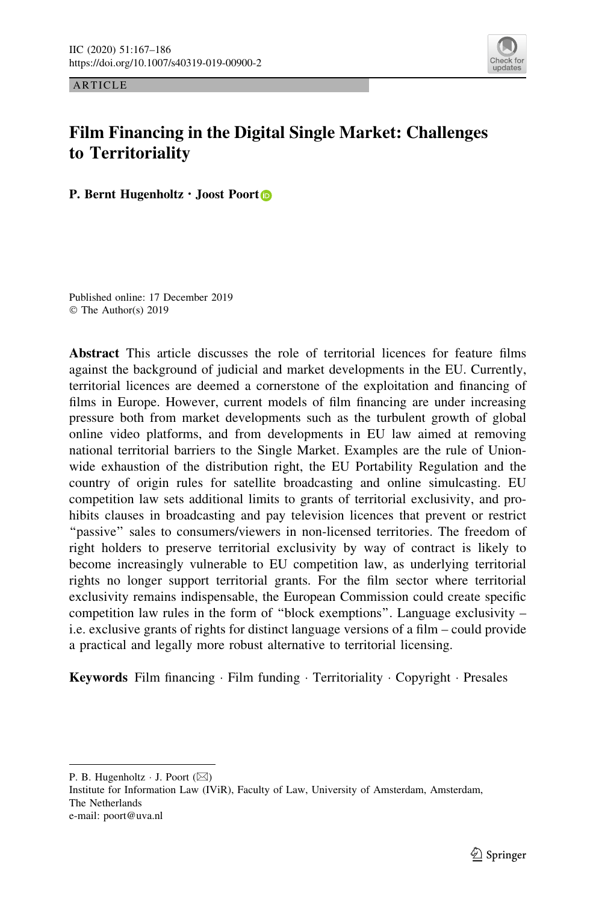ARTICLE

# Film Financing in the Digital Single Market: Challenges to Territoriality

**P. Bernt Hugenholtz · Joost Poort**

Published online: 17 December 2019
© The Author(s) 2019

**Abstract** This article discusses the role of territorial licences for feature films against the background of judicial and market developments in the EU. Currently, territorial licences are deemed a cornerstone of the exploitation and financing of films in Europe. However, current models of film financing are under increasing pressure both from market developments such as the turbulent growth of global online video platforms, and from developments in EU law aimed at removing national territorial barriers to the Single Market. Examples are the rule of Union-wide exhaustion of the distribution right, the EU Portability Regulation and the country of origin rules for satellite broadcasting and online simulcasting. EU competition law sets additional limits to grants of territorial exclusivity, and prohibits clauses in broadcasting and pay television licences that prevent or restrict "passive" sales to consumers/viewers in non-licensed territories. The freedom of right holders to preserve territorial exclusivity by way of contract is likely to become increasingly vulnerable to EU competition law, as underlying territorial rights no longer support territorial grants. For the film sector where territorial exclusivity remains indispensable, the European Commission could create specific competition law rules in the form of "block exemptions". Language exclusivity – i.e. exclusive grants of rights for distinct language versions of a film – could provide a practical and legally more robust alternative to territorial licensing.

**Keywords** Film financing · Film funding · Territoriality · Copyright · Presales

---

P. B. Hugenholtz · J. Poort (✉)
Institute for Information Law (IViR), Faculty of Law, University of Amsterdam, Amsterdam, The Netherlands
e-mail: poort@uva.nl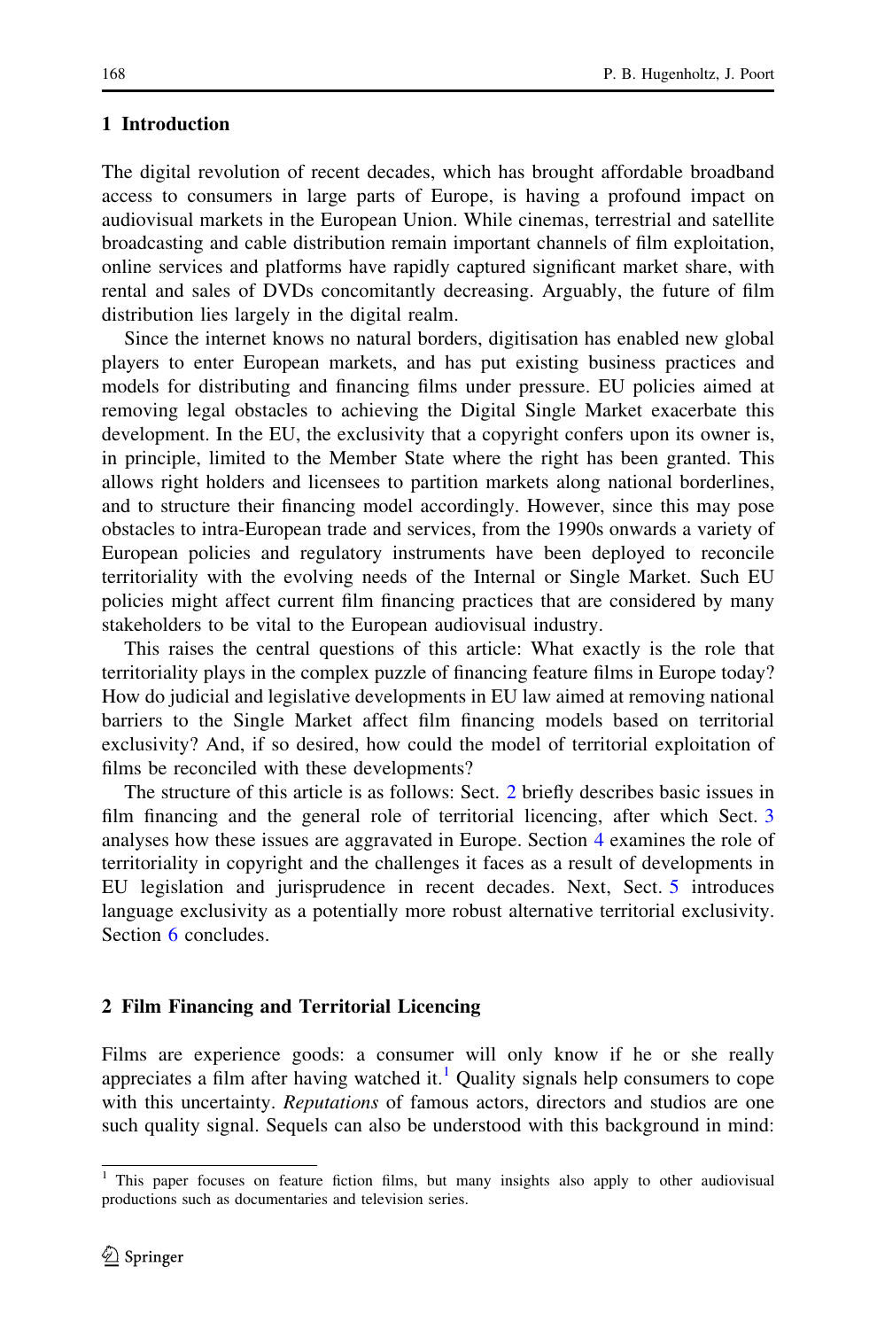## 1 Introduction

The digital revolution of recent decades, which has brought affordable broadband access to consumers in large parts of Europe, is having a profound impact on audiovisual markets in the European Union. While cinemas, terrestrial and satellite broadcasting and cable distribution remain important channels of film exploitation, online services and platforms have rapidly captured significant market share, with rental and sales of DVDs concomitantly decreasing. Arguably, the future of film distribution lies largely in the digital realm.

Since the internet knows no natural borders, digitisation has enabled new global players to enter European markets, and has put existing business practices and models for distributing and financing films under pressure. EU policies aimed at removing legal obstacles to achieving the Digital Single Market exacerbate this development. In the EU, the exclusivity that a copyright confers upon its owner is, in principle, limited to the Member State where the right has been granted. This allows right holders and licensees to partition markets along national borderlines, and to structure their financing model accordingly. However, since this may pose obstacles to intra-European trade and services, from the 1990s onwards a variety of European policies and regulatory instruments have been deployed to reconcile territoriality with the evolving needs of the Internal or Single Market. Such EU policies might affect current film financing practices that are considered by many stakeholders to be vital to the European audiovisual industry.

This raises the central questions of this article: What exactly is the role that territoriality plays in the complex puzzle of financing feature films in Europe today? How do judicial and legislative developments in EU law aimed at removing national barriers to the Single Market affect film financing models based on territorial exclusivity? And, if so desired, how could the model of territorial exploitation of films be reconciled with these developments?

The structure of this article is as follows: Sect. 2 briefly describes basic issues in film financing and the general role of territorial licencing, after which Sect. 3 analyses how these issues are aggravated in Europe. Section 4 examines the role of territoriality in copyright and the challenges it faces as a result of developments in EU legislation and jurisprudence in recent decades. Next, Sect. 5 introduces language exclusivity as a potentially more robust alternative territorial exclusivity. Section 6 concludes.

## 2 Film Financing and Territorial Licencing

Films are experience goods: a consumer will only know if he or she really appreciates a film after having watched it.[1] Quality signals help consumers to cope with this uncertainty. *Reputations* of famous actors, directors and studios are one such quality signal. Sequels can also be understood with this background in mind:

---

[1] This paper focuses on feature fiction films, but many insights also apply to other audiovisual productions such as documentaries and television series.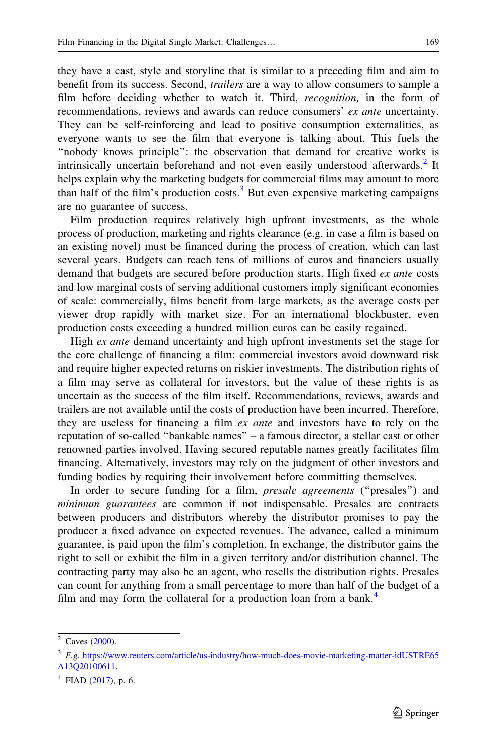they have a cast, style and storyline that is similar to a preceding film and aim to benefit from its success. Second, *trailers* are a way to allow consumers to sample a film before deciding whether to watch it. Third, *recognition,* in the form of recommendations, reviews and awards can reduce consumers' *ex ante* uncertainty. They can be self-reinforcing and lead to positive consumption externalities, as everyone wants to see the film that everyone is talking about. This fuels the "nobody knows principle": the observation that demand for creative works is intrinsically uncertain beforehand and not even easily understood afterwards.[2] It helps explain why the marketing budgets for commercial films may amount to more than half of the film's production costs.[3] But even expensive marketing campaigns are no guarantee of success.

Film production requires relatively high upfront investments, as the whole process of production, marketing and rights clearance (e.g. in case a film is based on an existing novel) must be financed during the process of creation, which can last several years. Budgets can reach tens of millions of euros and financiers usually demand that budgets are secured before production starts. High fixed *ex ante* costs and low marginal costs of serving additional customers imply significant economies of scale: commercially, films benefit from large markets, as the average costs per viewer drop rapidly with market size. For an international blockbuster, even production costs exceeding a hundred million euros can be easily regained.

High *ex ante* demand uncertainty and high upfront investments set the stage for the core challenge of financing a film: commercial investors avoid downward risk and require higher expected returns on riskier investments. The distribution rights of a film may serve as collateral for investors, but the value of these rights is as uncertain as the success of the film itself. Recommendations, reviews, awards and trailers are not available until the costs of production have been incurred. Therefore, they are useless for financing a film *ex ante* and investors have to rely on the reputation of so-called "bankable names" – a famous director, a stellar cast or other renowned parties involved. Having secured reputable names greatly facilitates film financing. Alternatively, investors may rely on the judgment of other investors and funding bodies by requiring their involvement before committing themselves.

In order to secure funding for a film, *presale agreements* ("presales") and *minimum guarantees* are common if not indispensable. Presales are contracts between producers and distributors whereby the distributor promises to pay the producer a fixed advance on expected revenues. The advance, called a minimum guarantee, is paid upon the film's completion. In exchange, the distributor gains the right to sell or exhibit the film in a given territory and/or distribution channel. The contracting party may also be an agent, who resells the distribution rights. Presales can count for anything from a small percentage to more than half of the budget of a film and may form the collateral for a production loan from a bank.[4]

---

[2] Caves (2000).

[3] *E.g.* https://www.reuters.com/article/us-industry/how-much-does-movie-marketing-matter-idUSTRE65A13Q20100611.

[4] FIAD (2017), p. 6.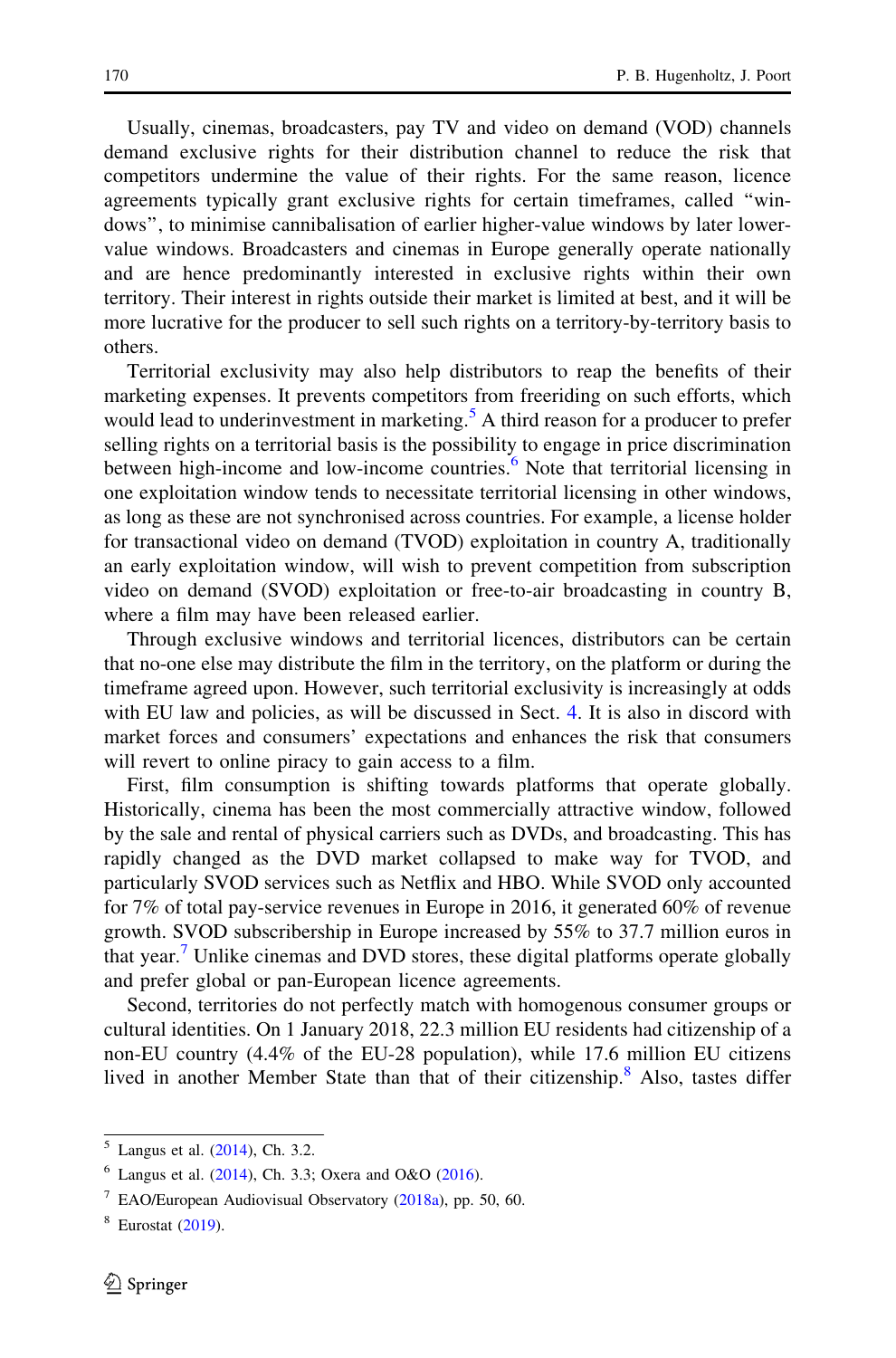Usually, cinemas, broadcasters, pay TV and video on demand (VOD) channels demand exclusive rights for their distribution channel to reduce the risk that competitors undermine the value of their rights. For the same reason, licence agreements typically grant exclusive rights for certain timeframes, called "windows", to minimise cannibalisation of earlier higher-value windows by later lower-value windows. Broadcasters and cinemas in Europe generally operate nationally and are hence predominantly interested in exclusive rights within their own territory. Their interest in rights outside their market is limited at best, and it will be more lucrative for the producer to sell such rights on a territory-by-territory basis to others.

Territorial exclusivity may also help distributors to reap the benefits of their marketing expenses. It prevents competitors from freeriding on such efforts, which would lead to underinvestment in marketing.[5] A third reason for a producer to prefer selling rights on a territorial basis is the possibility to engage in price discrimination between high-income and low-income countries.[6] Note that territorial licensing in one exploitation window tends to necessitate territorial licensing in other windows, as long as these are not synchronised across countries. For example, a license holder for transactional video on demand (TVOD) exploitation in country A, traditionally an early exploitation window, will wish to prevent competition from subscription video on demand (SVOD) exploitation or free-to-air broadcasting in country B, where a film may have been released earlier.

Through exclusive windows and territorial licences, distributors can be certain that no-one else may distribute the film in the territory, on the platform or during the timeframe agreed upon. However, such territorial exclusivity is increasingly at odds with EU law and policies, as will be discussed in Sect. 4. It is also in discord with market forces and consumers' expectations and enhances the risk that consumers will revert to online piracy to gain access to a film.

First, film consumption is shifting towards platforms that operate globally. Historically, cinema has been the most commercially attractive window, followed by the sale and rental of physical carriers such as DVDs, and broadcasting. This has rapidly changed as the DVD market collapsed to make way for TVOD, and particularly SVOD services such as Netflix and HBO. While SVOD only accounted for 7% of total pay-service revenues in Europe in 2016, it generated 60% of revenue growth. SVOD subscribership in Europe increased by 55% to 37.7 million euros in that year.[7] Unlike cinemas and DVD stores, these digital platforms operate globally and prefer global or pan-European licence agreements.

Second, territories do not perfectly match with homogenous consumer groups or cultural identities. On 1 January 2018, 22.3 million EU residents had citizenship of a non-EU country (4.4% of the EU-28 population), while 17.6 million EU citizens lived in another Member State than that of their citizenship.[8] Also, tastes differ

---

[5] Langus et al. (2014), Ch. 3.2.

[6] Langus et al. (2014), Ch. 3.3; Oxera and O&O (2016).

[7] EAO/European Audiovisual Observatory (2018a), pp. 50, 60.

[8] Eurostat (2019).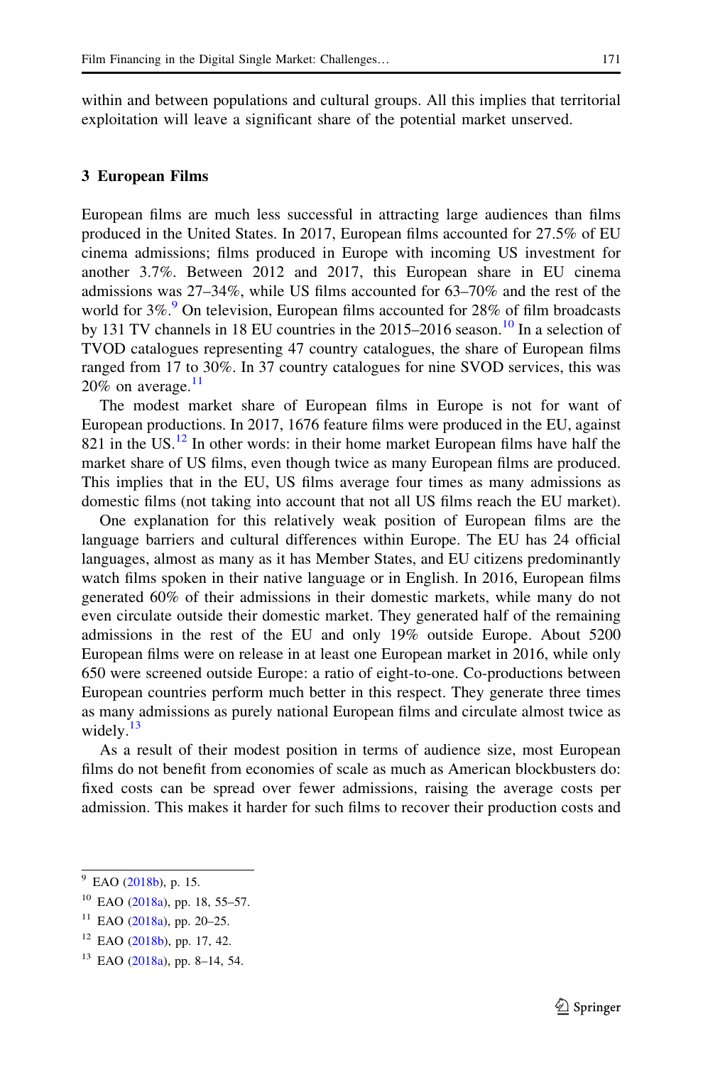within and between populations and cultural groups. All this implies that territorial exploitation will leave a significant share of the potential market unserved.

## 3 European Films

European films are much less successful in attracting large audiences than films produced in the United States. In 2017, European films accounted for 27.5% of EU cinema admissions; films produced in Europe with incoming US investment for another 3.7%. Between 2012 and 2017, this European share in EU cinema admissions was 27–34%, while US films accounted for 63–70% and the rest of the world for 3%.[9] On television, European films accounted for 28% of film broadcasts by 131 TV channels in 18 EU countries in the 2015–2016 season.[10] In a selection of TVOD catalogues representing 47 country catalogues, the share of European films ranged from 17 to 30%. In 37 country catalogues for nine SVOD services, this was 20% on average.[11]

The modest market share of European films in Europe is not for want of European productions. In 2017, 1676 feature films were produced in the EU, against 821 in the US.[12] In other words: in their home market European films have half the market share of US films, even though twice as many European films are produced. This implies that in the EU, US films average four times as many admissions as domestic films (not taking into account that not all US films reach the EU market).

One explanation for this relatively weak position of European films are the language barriers and cultural differences within Europe. The EU has 24 official languages, almost as many as it has Member States, and EU citizens predominantly watch films spoken in their native language or in English. In 2016, European films generated 60% of their admissions in their domestic markets, while many do not even circulate outside their domestic market. They generated half of the remaining admissions in the rest of the EU and only 19% outside Europe. About 5200 European films were on release in at least one European market in 2016, while only 650 were screened outside Europe: a ratio of eight-to-one. Co-productions between European countries perform much better in this respect. They generate three times as many admissions as purely national European films and circulate almost twice as widely.[13]

As a result of their modest position in terms of audience size, most European films do not benefit from economies of scale as much as American blockbusters do: fixed costs can be spread over fewer admissions, raising the average costs per admission. This makes it harder for such films to recover their production costs and

---

[9] EAO (2018b), p. 15.

[10] EAO (2018a), pp. 18, 55–57.

[11] EAO (2018a), pp. 20–25.

[12] EAO (2018b), pp. 17, 42.

[13] EAO (2018a), pp. 8–14, 54.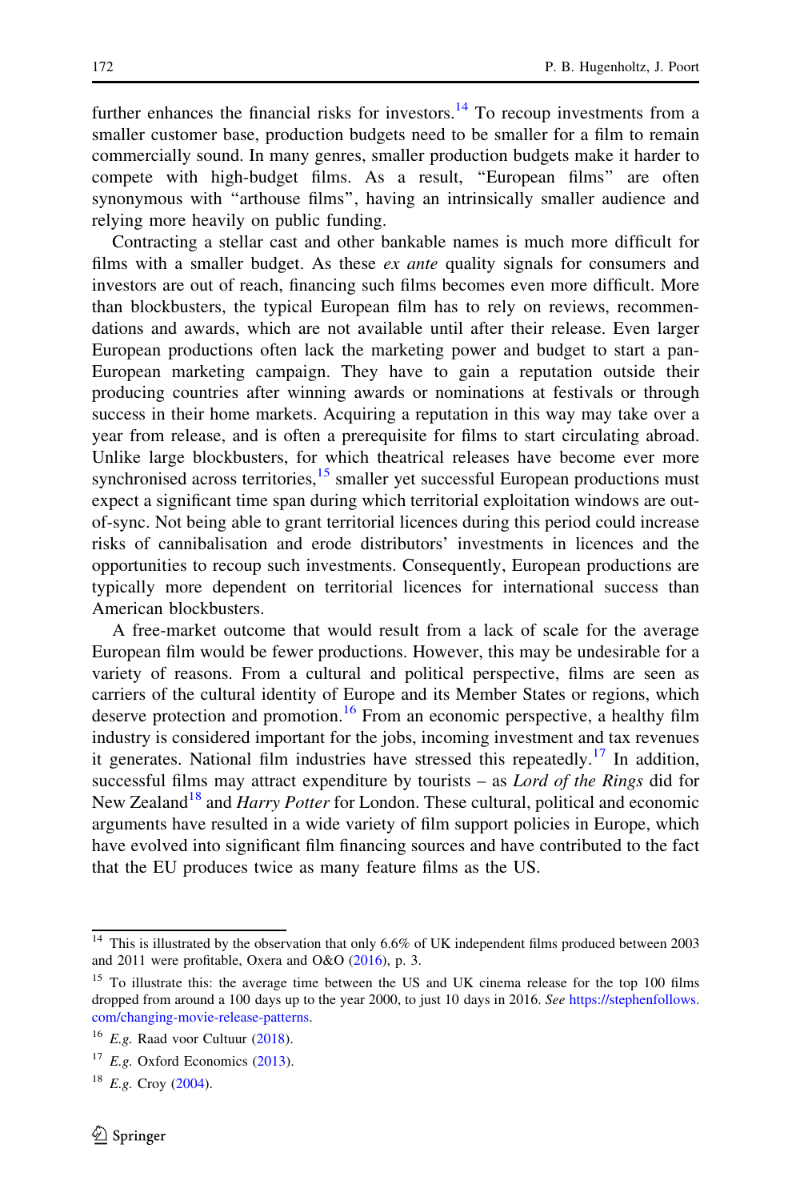further enhances the financial risks for investors.[14] To recoup investments from a smaller customer base, production budgets need to be smaller for a film to remain commercially sound. In many genres, smaller production budgets make it harder to compete with high-budget films. As a result, "European films" are often synonymous with "arthouse films", having an intrinsically smaller audience and relying more heavily on public funding.

Contracting a stellar cast and other bankable names is much more difficult for films with a smaller budget. As these *ex ante* quality signals for consumers and investors are out of reach, financing such films becomes even more difficult. More than blockbusters, the typical European film has to rely on reviews, recommendations and awards, which are not available until after their release. Even larger European productions often lack the marketing power and budget to start a pan-European marketing campaign. They have to gain a reputation outside their producing countries after winning awards or nominations at festivals or through success in their home markets. Acquiring a reputation in this way may take over a year from release, and is often a prerequisite for films to start circulating abroad. Unlike large blockbusters, for which theatrical releases have become ever more synchronised across territories,[15] smaller yet successful European productions must expect a significant time span during which territorial exploitation windows are out-of-sync. Not being able to grant territorial licences during this period could increase risks of cannibalisation and erode distributors' investments in licences and the opportunities to recoup such investments. Consequently, European productions are typically more dependent on territorial licences for international success than American blockbusters.

A free-market outcome that would result from a lack of scale for the average European film would be fewer productions. However, this may be undesirable for a variety of reasons. From a cultural and political perspective, films are seen as carriers of the cultural identity of Europe and its Member States or regions, which deserve protection and promotion.[16] From an economic perspective, a healthy film industry is considered important for the jobs, incoming investment and tax revenues it generates. National film industries have stressed this repeatedly.[17] In addition, successful films may attract expenditure by tourists – as *Lord of the Rings* did for New Zealand[18] and *Harry Potter* for London. These cultural, political and economic arguments have resulted in a wide variety of film support policies in Europe, which have evolved into significant film financing sources and have contributed to the fact that the EU produces twice as many feature films as the US.

---

[14] This is illustrated by the observation that only 6.6% of UK independent films produced between 2003 and 2011 were profitable, Oxera and O&O (2016), p. 3.

[15] To illustrate this: the average time between the US and UK cinema release for the top 100 films dropped from around a 100 days up to the year 2000, to just 10 days in 2016. *See* https://stephenfollows.com/changing-movie-release-patterns.

[16] *E.g.* Raad voor Cultuur (2018).

[17] *E.g.* Oxford Economics (2013).

[18] *E.g.* Croy (2004).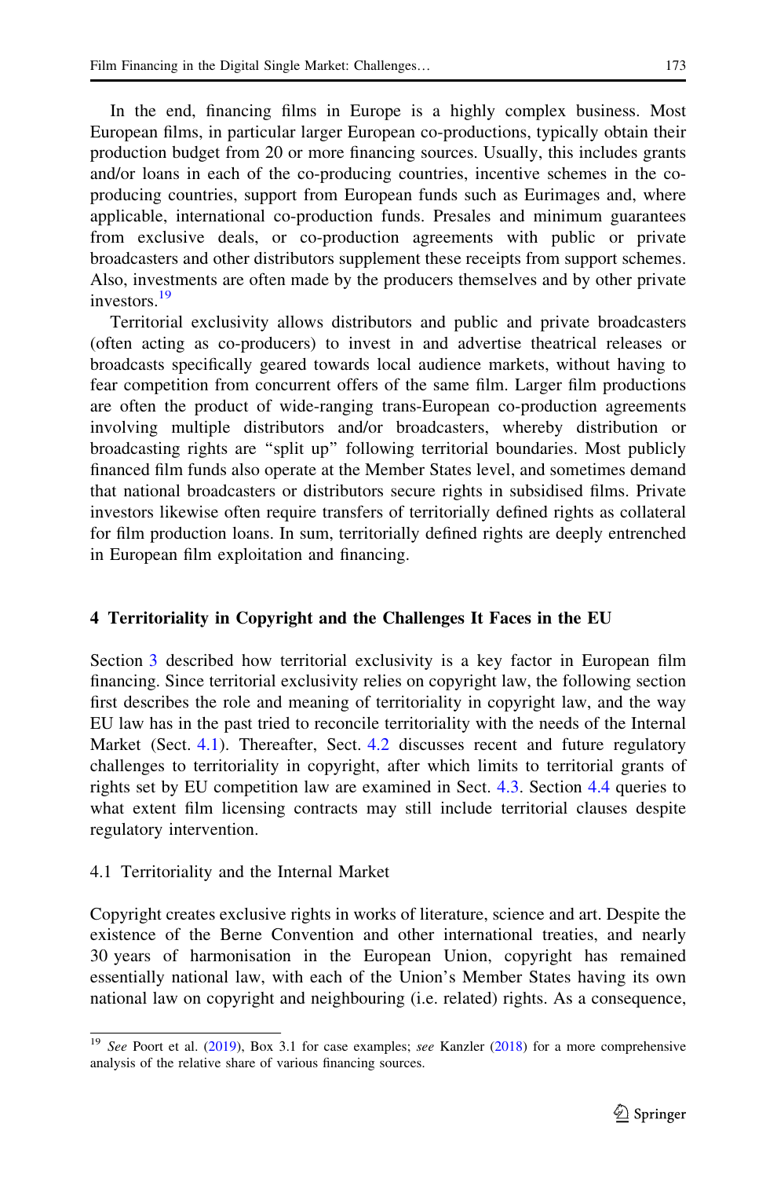In the end, financing films in Europe is a highly complex business. Most European films, in particular larger European co-productions, typically obtain their production budget from 20 or more financing sources. Usually, this includes grants and/or loans in each of the co-producing countries, incentive schemes in the co-producing countries, support from European funds such as Eurimages and, where applicable, international co-production funds. Presales and minimum guarantees from exclusive deals, or co-production agreements with public or private broadcasters and other distributors supplement these receipts from support schemes. Also, investments are often made by the producers themselves and by other private investors.[19]

Territorial exclusivity allows distributors and public and private broadcasters (often acting as co-producers) to invest in and advertise theatrical releases or broadcasts specifically geared towards local audience markets, without having to fear competition from concurrent offers of the same film. Larger film productions are often the product of wide-ranging trans-European co-production agreements involving multiple distributors and/or broadcasters, whereby distribution or broadcasting rights are "split up" following territorial boundaries. Most publicly financed film funds also operate at the Member States level, and sometimes demand that national broadcasters or distributors secure rights in subsidised films. Private investors likewise often require transfers of territorially defined rights as collateral for film production loans. In sum, territorially defined rights are deeply entrenched in European film exploitation and financing.

## 4 Territoriality in Copyright and the Challenges It Faces in the EU

Section 3 described how territorial exclusivity is a key factor in European film financing. Since territorial exclusivity relies on copyright law, the following section first describes the role and meaning of territoriality in copyright law, and the way EU law has in the past tried to reconcile territoriality with the needs of the Internal Market (Sect. 4.1). Thereafter, Sect. 4.2 discusses recent and future regulatory challenges to territoriality in copyright, after which limits to territorial grants of rights set by EU competition law are examined in Sect. 4.3. Section 4.4 queries to what extent film licensing contracts may still include territorial clauses despite regulatory intervention.

### 4.1 Territoriality and the Internal Market

Copyright creates exclusive rights in works of literature, science and art. Despite the existence of the Berne Convention and other international treaties, and nearly 30 years of harmonisation in the European Union, copyright has remained essentially national law, with each of the Union's Member States having its own national law on copyright and neighbouring (i.e. related) rights. As a consequence,

---

[19] *See* Poort et al. (2019), Box 3.1 for case examples; *see* Kanzler (2018) for a more comprehensive analysis of the relative share of various financing sources.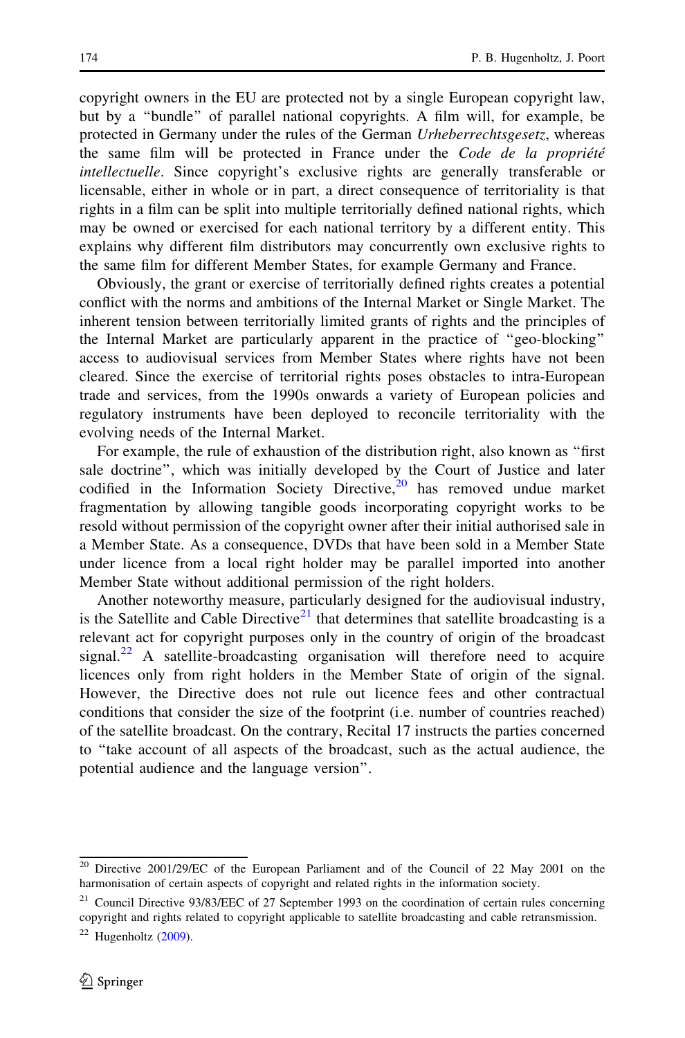copyright owners in the EU are protected not by a single European copyright law, but by a "bundle" of parallel national copyrights. A film will, for example, be protected in Germany under the rules of the German *Urheberrechtsgesetz*, whereas the same film will be protected in France under the *Code de la propriété intellectuelle*. Since copyright's exclusive rights are generally transferable or licensable, either in whole or in part, a direct consequence of territoriality is that rights in a film can be split into multiple territorially defined national rights, which may be owned or exercised for each national territory by a different entity. This explains why different film distributors may concurrently own exclusive rights to the same film for different Member States, for example Germany and France.

Obviously, the grant or exercise of territorially defined rights creates a potential conflict with the norms and ambitions of the Internal Market or Single Market. The inherent tension between territorially limited grants of rights and the principles of the Internal Market are particularly apparent in the practice of "geo-blocking" access to audiovisual services from Member States where rights have not been cleared. Since the exercise of territorial rights poses obstacles to intra-European trade and services, from the 1990s onwards a variety of European policies and regulatory instruments have been deployed to reconcile territoriality with the evolving needs of the Internal Market.

For example, the rule of exhaustion of the distribution right, also known as "first sale doctrine", which was initially developed by the Court of Justice and later codified in the Information Society Directive,[20] has removed undue market fragmentation by allowing tangible goods incorporating copyright works to be resold without permission of the copyright owner after their initial authorised sale in a Member State. As a consequence, DVDs that have been sold in a Member State under licence from a local right holder may be parallel imported into another Member State without additional permission of the right holders.

Another noteworthy measure, particularly designed for the audiovisual industry, is the Satellite and Cable Directive[21] that determines that satellite broadcasting is a relevant act for copyright purposes only in the country of origin of the broadcast signal.[22] A satellite-broadcasting organisation will therefore need to acquire licences only from right holders in the Member State of origin of the signal. However, the Directive does not rule out licence fees and other contractual conditions that consider the size of the footprint (i.e. number of countries reached) of the satellite broadcast. On the contrary, Recital 17 instructs the parties concerned to "take account of all aspects of the broadcast, such as the actual audience, the potential audience and the language version".

---

[20] Directive 2001/29/EC of the European Parliament and of the Council of 22 May 2001 on the harmonisation of certain aspects of copyright and related rights in the information society.

[21] Council Directive 93/83/EEC of 27 September 1993 on the coordination of certain rules concerning copyright and rights related to copyright applicable to satellite broadcasting and cable retransmission.

[22] Hugenholtz (2009).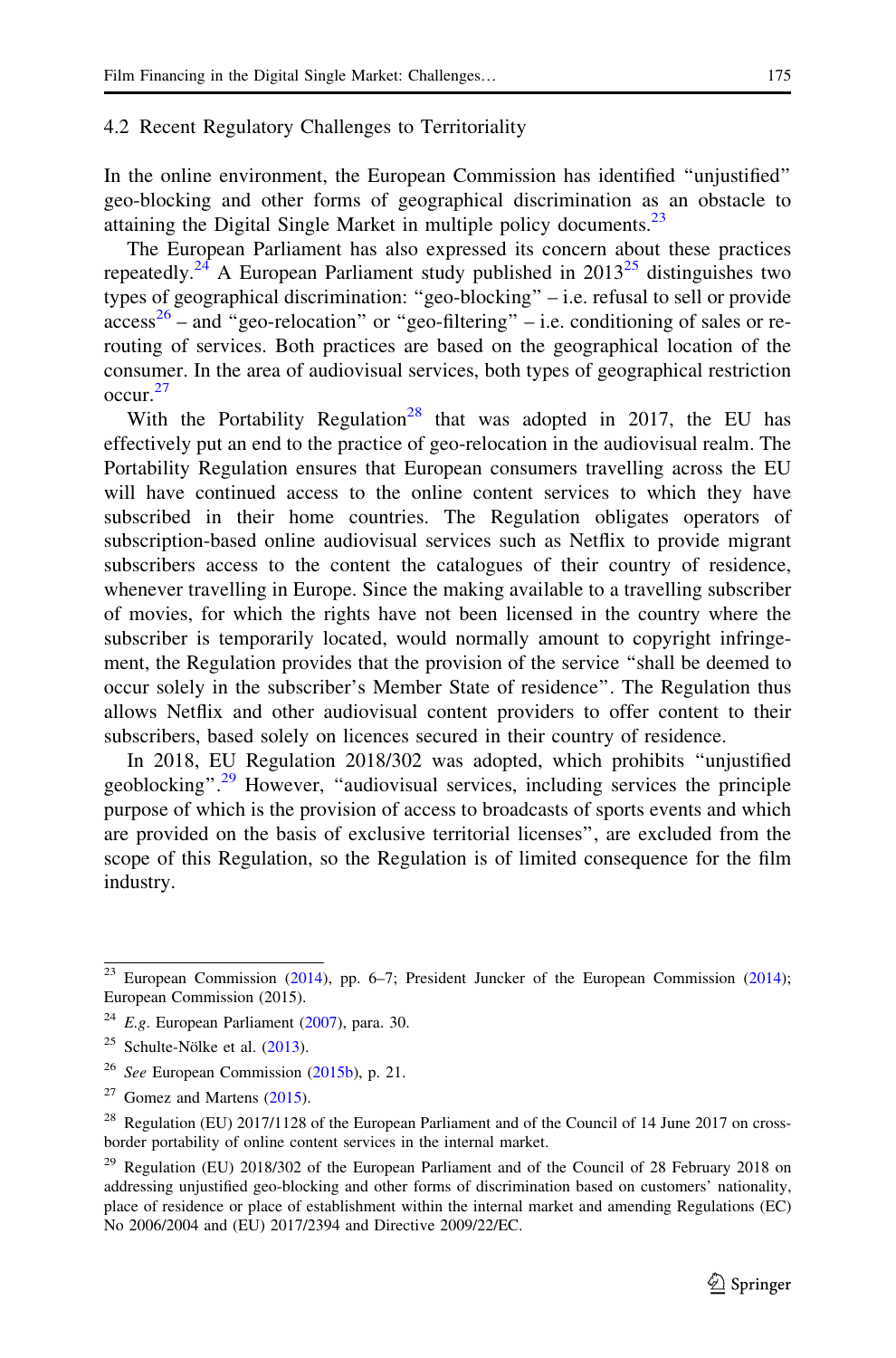### 4.2 Recent Regulatory Challenges to Territoriality

In the online environment, the European Commission has identified "unjustified" geo-blocking and other forms of geographical discrimination as an obstacle to attaining the Digital Single Market in multiple policy documents.[23]

The European Parliament has also expressed its concern about these practices repeatedly.[24] A European Parliament study published in 2013[25] distinguishes two types of geographical discrimination: "geo-blocking" – i.e. refusal to sell or provide access[26] – and "geo-relocation" or "geo-filtering" – i.e. conditioning of sales or re-routing of services. Both practices are based on the geographical location of the consumer. In the area of audiovisual services, both types of geographical restriction occur.[27]

With the Portability Regulation[28] that was adopted in 2017, the EU has effectively put an end to the practice of geo-relocation in the audiovisual realm. The Portability Regulation ensures that European consumers travelling across the EU will have continued access to the online content services to which they have subscribed in their home countries. The Regulation obligates operators of subscription-based online audiovisual services such as Netflix to provide migrant subscribers access to the content the catalogues of their country of residence, whenever travelling in Europe. Since the making available to a travelling subscriber of movies, for which the rights have not been licensed in the country where the subscriber is temporarily located, would normally amount to copyright infringement, the Regulation provides that the provision of the service "shall be deemed to occur solely in the subscriber's Member State of residence". The Regulation thus allows Netflix and other audiovisual content providers to offer content to their subscribers, based solely on licences secured in their country of residence.

In 2018, EU Regulation 2018/302 was adopted, which prohibits "unjustified geoblocking".[29] However, "audiovisual services, including services the principle purpose of which is the provision of access to broadcasts of sports events and which are provided on the basis of exclusive territorial licenses", are excluded from the scope of this Regulation, so the Regulation is of limited consequence for the film industry.

---

[23] European Commission (2014), pp. 6–7; President Juncker of the European Commission (2014); European Commission (2015).

[24] *E.g.* European Parliament (2007), para. 30.

[25] Schulte-Nölke et al. (2013).

[26] *See* European Commission (2015b), p. 21.

[27] Gomez and Martens (2015).

[28] Regulation (EU) 2017/1128 of the European Parliament and of the Council of 14 June 2017 on cross-border portability of online content services in the internal market.

[29] Regulation (EU) 2018/302 of the European Parliament and of the Council of 28 February 2018 on addressing unjustified geo-blocking and other forms of discrimination based on customers' nationality, place of residence or place of establishment within the internal market and amending Regulations (EC) No 2006/2004 and (EU) 2017/2394 and Directive 2009/22/EC.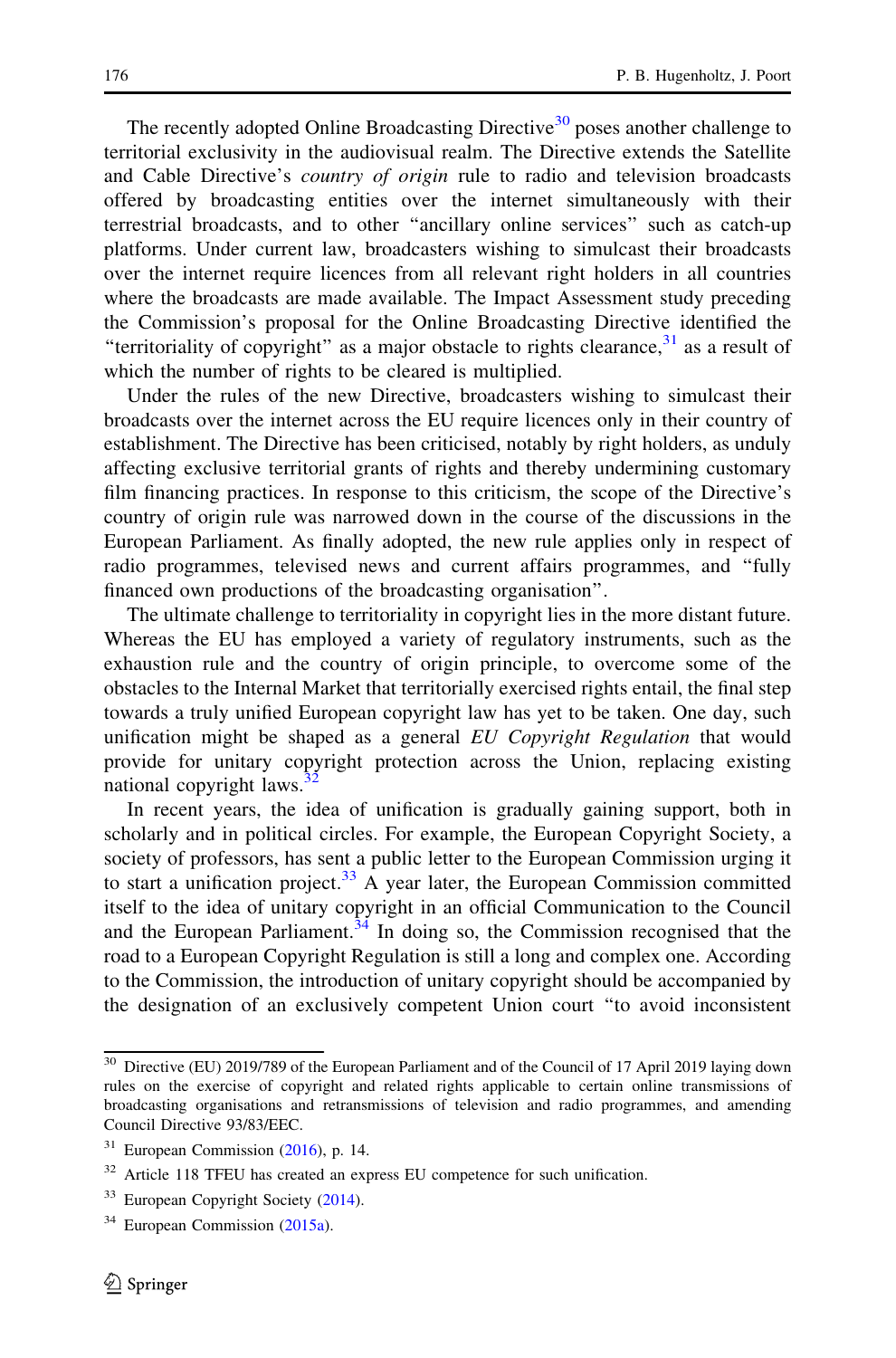The recently adopted Online Broadcasting Directive[30] poses another challenge to territorial exclusivity in the audiovisual realm. The Directive extends the Satellite and Cable Directive's *country of origin* rule to radio and television broadcasts offered by broadcasting entities over the internet simultaneously with their terrestrial broadcasts, and to other "ancillary online services" such as catch-up platforms. Under current law, broadcasters wishing to simulcast their broadcasts over the internet require licences from all relevant right holders in all countries where the broadcasts are made available. The Impact Assessment study preceding the Commission's proposal for the Online Broadcasting Directive identified the "territoriality of copyright" as a major obstacle to rights clearance,[31] as a result of which the number of rights to be cleared is multiplied.

Under the rules of the new Directive, broadcasters wishing to simulcast their broadcasts over the internet across the EU require licences only in their country of establishment. The Directive has been criticised, notably by right holders, as unduly affecting exclusive territorial grants of rights and thereby undermining customary film financing practices. In response to this criticism, the scope of the Directive's country of origin rule was narrowed down in the course of the discussions in the European Parliament. As finally adopted, the new rule applies only in respect of radio programmes, televised news and current affairs programmes, and "fully financed own productions of the broadcasting organisation".

The ultimate challenge to territoriality in copyright lies in the more distant future. Whereas the EU has employed a variety of regulatory instruments, such as the exhaustion rule and the country of origin principle, to overcome some of the obstacles to the Internal Market that territorially exercised rights entail, the final step towards a truly unified European copyright law has yet to be taken. One day, such unification might be shaped as a general *EU Copyright Regulation* that would provide for unitary copyright protection across the Union, replacing existing national copyright laws.[32]

In recent years, the idea of unification is gradually gaining support, both in scholarly and in political circles. For example, the European Copyright Society, a society of professors, has sent a public letter to the European Commission urging it to start a unification project.[33] A year later, the European Commission committed itself to the idea of unitary copyright in an official Communication to the Council and the European Parliament.[34] In doing so, the Commission recognised that the road to a European Copyright Regulation is still a long and complex one. According to the Commission, the introduction of unitary copyright should be accompanied by the designation of an exclusively competent Union court "to avoid inconsistent

---

[30] Directive (EU) 2019/789 of the European Parliament and of the Council of 17 April 2019 laying down rules on the exercise of copyright and related rights applicable to certain online transmissions of broadcasting organisations and retransmissions of television and radio programmes, and amending Council Directive 93/83/EEC.

[31] European Commission (2016), p. 14.

[32] Article 118 TFEU has created an express EU competence for such unification.

[33] European Copyright Society (2014).

[34] European Commission (2015a).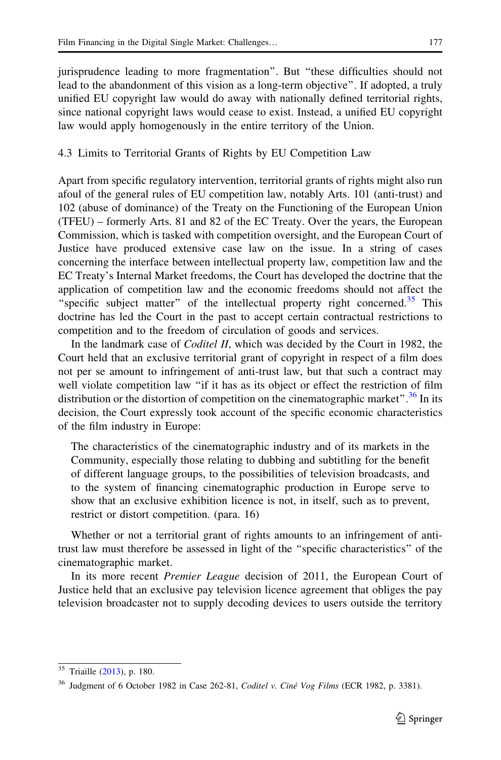jurisprudence leading to more fragmentation". But "these difficulties should not lead to the abandonment of this vision as a long-term objective". If adopted, a truly unified EU copyright law would do away with nationally defined territorial rights, since national copyright laws would cease to exist. Instead, a unified EU copyright law would apply homogenously in the entire territory of the Union.

### 4.3 Limits to Territorial Grants of Rights by EU Competition Law

Apart from specific regulatory intervention, territorial grants of rights might also run afoul of the general rules of EU competition law, notably Arts. 101 (anti-trust) and 102 (abuse of dominance) of the Treaty on the Functioning of the European Union (TFEU) – formerly Arts. 81 and 82 of the EC Treaty. Over the years, the European Commission, which is tasked with competition oversight, and the European Court of Justice have produced extensive case law on the issue. In a string of cases concerning the interface between intellectual property law, competition law and the EC Treaty's Internal Market freedoms, the Court has developed the doctrine that the application of competition law and the economic freedoms should not affect the "specific subject matter" of the intellectual property right concerned.[35] This doctrine has led the Court in the past to accept certain contractual restrictions to competition and to the freedom of circulation of goods and services.

In the landmark case of *Coditel II*, which was decided by the Court in 1982, the Court held that an exclusive territorial grant of copyright in respect of a film does not per se amount to infringement of anti-trust law, but that such a contract may well violate competition law "if it has as its object or effect the restriction of film distribution or the distortion of competition on the cinematographic market".[36] In its decision, the Court expressly took account of the specific economic characteristics of the film industry in Europe:

> The characteristics of the cinematographic industry and of its markets in the Community, especially those relating to dubbing and subtitling for the benefit of different language groups, to the possibilities of television broadcasts, and to the system of financing cinematographic production in Europe serve to show that an exclusive exhibition licence is not, in itself, such as to prevent, restrict or distort competition. (para. 16)

Whether or not a territorial grant of rights amounts to an infringement of anti-trust law must therefore be assessed in light of the "specific characteristics" of the cinematographic market.

In its more recent *Premier League* decision of 2011, the European Court of Justice held that an exclusive pay television licence agreement that obliges the pay television broadcaster not to supply decoding devices to users outside the territory

---

[35] Triaille (2013), p. 180.

[36] Judgment of 6 October 1982 in Case 262-81, *Coditel v. Ciné Vog Films* (ECR 1982, p. 3381).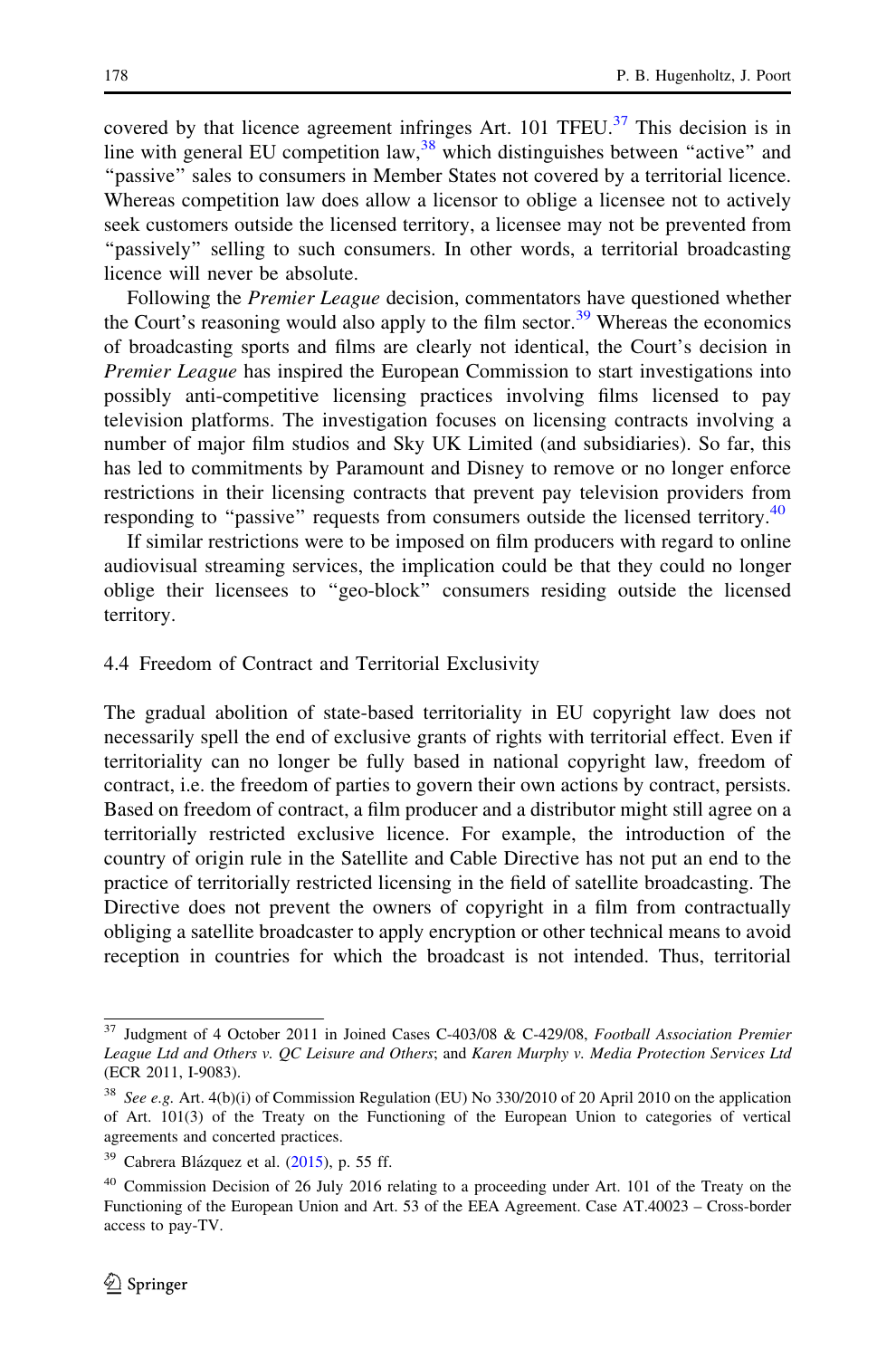covered by that licence agreement infringes Art. 101 TFEU.[37] This decision is in line with general EU competition law,[38] which distinguishes between "active" and "passive" sales to consumers in Member States not covered by a territorial licence. Whereas competition law does allow a licensor to oblige a licensee not to actively seek customers outside the licensed territory, a licensee may not be prevented from "passively" selling to such consumers. In other words, a territorial broadcasting licence will never be absolute.

Following the *Premier League* decision, commentators have questioned whether the Court's reasoning would also apply to the film sector.[39] Whereas the economics of broadcasting sports and films are clearly not identical, the Court's decision in *Premier League* has inspired the European Commission to start investigations into possibly anti-competitive licensing practices involving films licensed to pay television platforms. The investigation focuses on licensing contracts involving a number of major film studios and Sky UK Limited (and subsidiaries). So far, this has led to commitments by Paramount and Disney to remove or no longer enforce restrictions in their licensing contracts that prevent pay television providers from responding to "passive" requests from consumers outside the licensed territory.[40]

If similar restrictions were to be imposed on film producers with regard to online audiovisual streaming services, the implication could be that they could no longer oblige their licensees to "geo-block" consumers residing outside the licensed territory.

### 4.4 Freedom of Contract and Territorial Exclusivity

The gradual abolition of state-based territoriality in EU copyright law does not necessarily spell the end of exclusive grants of rights with territorial effect. Even if territoriality can no longer be fully based in national copyright law, freedom of contract, i.e. the freedom of parties to govern their own actions by contract, persists. Based on freedom of contract, a film producer and a distributor might still agree on a territorially restricted exclusive licence. For example, the introduction of the country of origin rule in the Satellite and Cable Directive has not put an end to the practice of territorially restricted licensing in the field of satellite broadcasting. The Directive does not prevent the owners of copyright in a film from contractually obliging a satellite broadcaster to apply encryption or other technical means to avoid reception in countries for which the broadcast is not intended. Thus, territorial

---

[37] Judgment of 4 October 2011 in Joined Cases C-403/08 & C-429/08, *Football Association Premier League Ltd and Others v. QC Leisure and Others*; and *Karen Murphy v. Media Protection Services Ltd* (ECR 2011, I-9083).

[38] *See e.g.* Art. 4(b)(i) of Commission Regulation (EU) No 330/2010 of 20 April 2010 on the application of Art. 101(3) of the Treaty on the Functioning of the European Union to categories of vertical agreements and concerted practices.

[39] Cabrera Blázquez et al. (2015), p. 55 ff.

[40] Commission Decision of 26 July 2016 relating to a proceeding under Art. 101 of the Treaty on the Functioning of the European Union and Art. 53 of the EEA Agreement. Case AT.40023 – Cross-border access to pay-TV.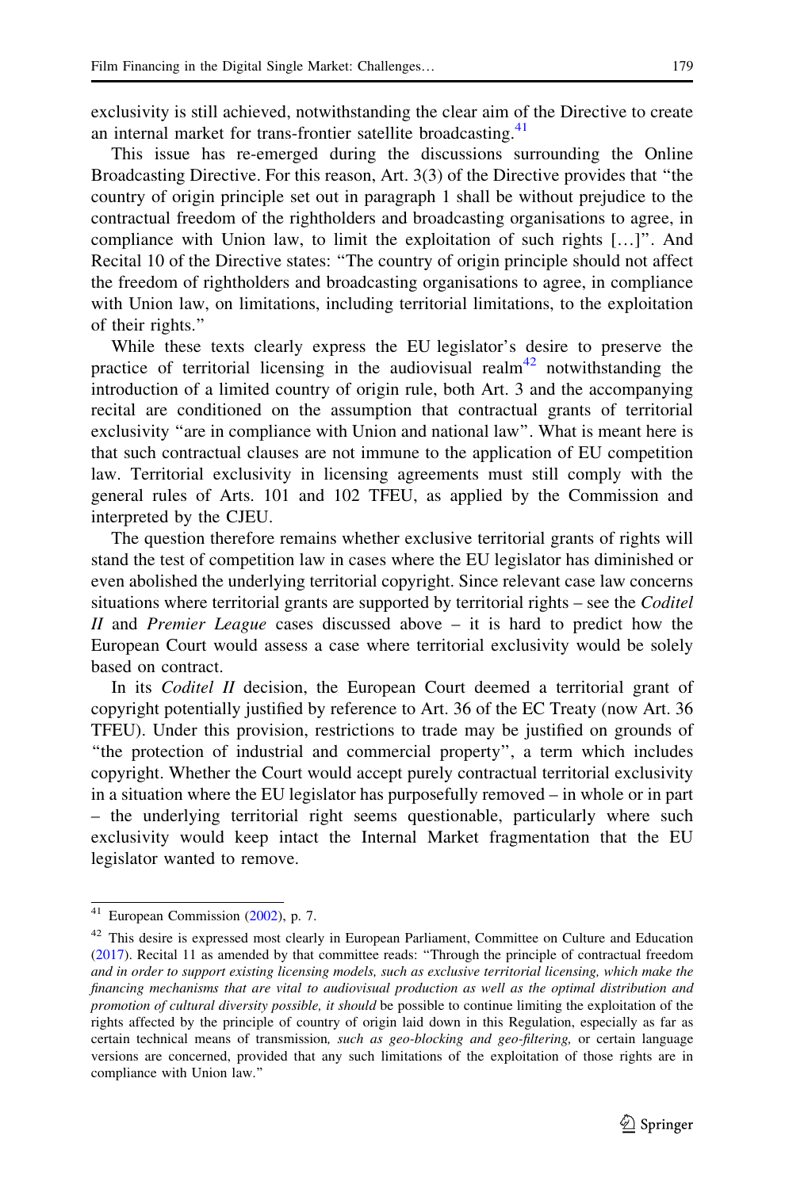exclusivity is still achieved, notwithstanding the clear aim of the Directive to create an internal market for trans-frontier satellite broadcasting.[41]

This issue has re-emerged during the discussions surrounding the Online Broadcasting Directive. For this reason, Art. 3(3) of the Directive provides that "the country of origin principle set out in paragraph 1 shall be without prejudice to the contractual freedom of the rightholders and broadcasting organisations to agree, in compliance with Union law, to limit the exploitation of such rights […]". And Recital 10 of the Directive states: "The country of origin principle should not affect the freedom of rightholders and broadcasting organisations to agree, in compliance with Union law, on limitations, including territorial limitations, to the exploitation of their rights."

While these texts clearly express the EU legislator's desire to preserve the practice of territorial licensing in the audiovisual realm[42] notwithstanding the introduction of a limited country of origin rule, both Art. 3 and the accompanying recital are conditioned on the assumption that contractual grants of territorial exclusivity "are in compliance with Union and national law". What is meant here is that such contractual clauses are not immune to the application of EU competition law. Territorial exclusivity in licensing agreements must still comply with the general rules of Arts. 101 and 102 TFEU, as applied by the Commission and interpreted by the CJEU.

The question therefore remains whether exclusive territorial grants of rights will stand the test of competition law in cases where the EU legislator has diminished or even abolished the underlying territorial copyright. Since relevant case law concerns situations where territorial grants are supported by territorial rights – see the *Coditel II* and *Premier League* cases discussed above – it is hard to predict how the European Court would assess a case where territorial exclusivity would be solely based on contract.

In its *Coditel II* decision, the European Court deemed a territorial grant of copyright potentially justified by reference to Art. 36 of the EC Treaty (now Art. 36 TFEU). Under this provision, restrictions to trade may be justified on grounds of "the protection of industrial and commercial property", a term which includes copyright. Whether the Court would accept purely contractual territorial exclusivity in a situation where the EU legislator has purposefully removed – in whole or in part – the underlying territorial right seems questionable, particularly where such exclusivity would keep intact the Internal Market fragmentation that the EU legislator wanted to remove.

---

[41] European Commission (2002), p. 7.

[42] This desire is expressed most clearly in European Parliament, Committee on Culture and Education (2017). Recital 11 as amended by that committee reads: "Through the principle of contractual freedom *and in order to support existing licensing models, such as exclusive territorial licensing, which make the financing mechanisms that are vital to audiovisual production as well as the optimal distribution and promotion of cultural diversity possible, it should* be possible to continue limiting the exploitation of the rights affected by the principle of country of origin laid down in this Regulation, especially as far as certain technical means of transmission*, such as geo-blocking and geo-filtering,* or certain language versions are concerned, provided that any such limitations of the exploitation of those rights are in compliance with Union law."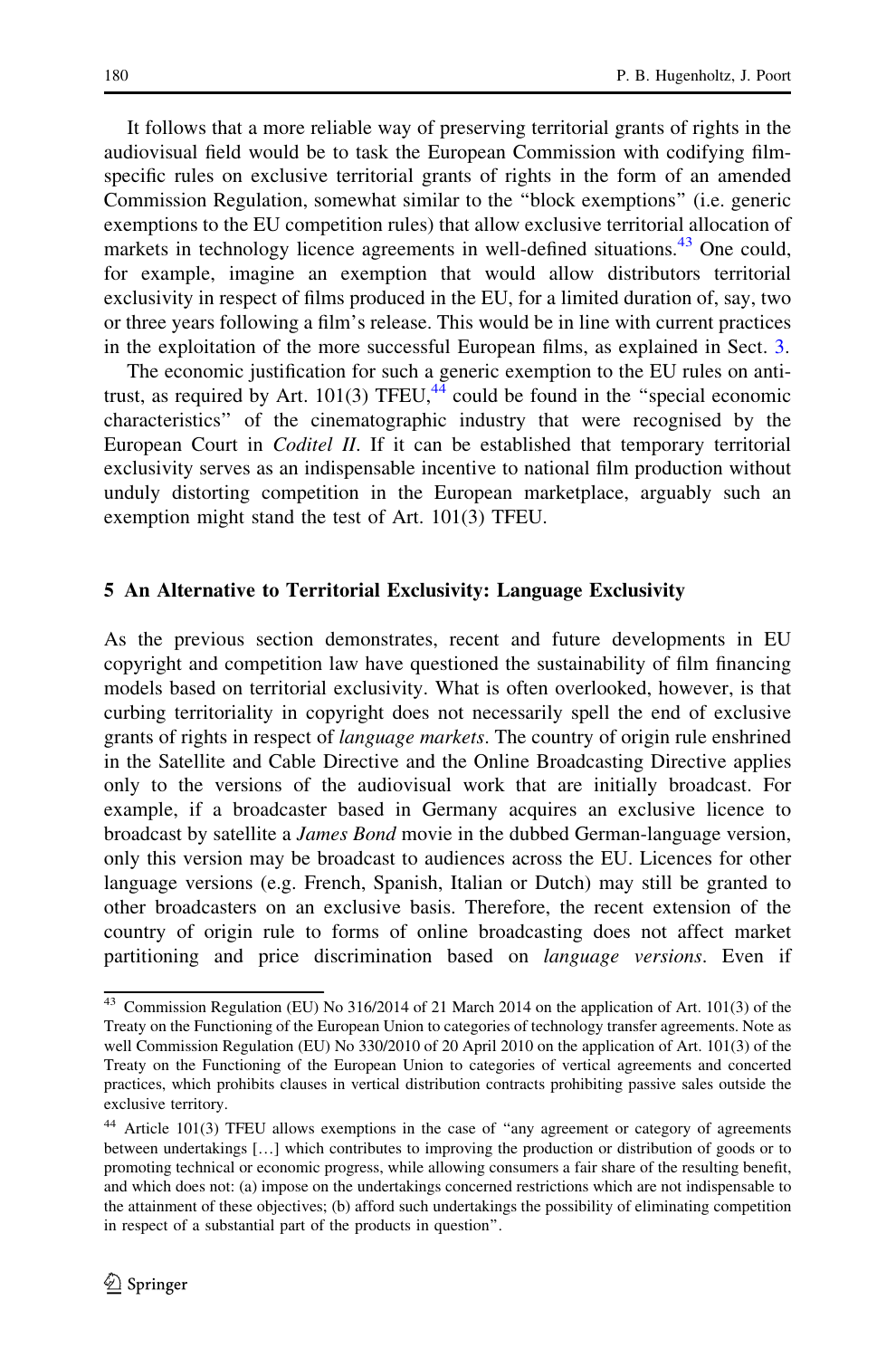It follows that a more reliable way of preserving territorial grants of rights in the audiovisual field would be to task the European Commission with codifying film-specific rules on exclusive territorial grants of rights in the form of an amended Commission Regulation, somewhat similar to the "block exemptions" (i.e. generic exemptions to the EU competition rules) that allow exclusive territorial allocation of markets in technology licence agreements in well-defined situations.[43] One could, for example, imagine an exemption that would allow distributors territorial exclusivity in respect of films produced in the EU, for a limited duration of, say, two or three years following a film's release. This would be in line with current practices in the exploitation of the more successful European films, as explained in Sect. 3.

The economic justification for such a generic exemption to the EU rules on anti-trust, as required by Art. 101(3) TFEU,[44] could be found in the "special economic characteristics" of the cinematographic industry that were recognised by the European Court in *Coditel II*. If it can be established that temporary territorial exclusivity serves as an indispensable incentive to national film production without unduly distorting competition in the European marketplace, arguably such an exemption might stand the test of Art. 101(3) TFEU.

## 5 An Alternative to Territorial Exclusivity: Language Exclusivity

As the previous section demonstrates, recent and future developments in EU copyright and competition law have questioned the sustainability of film financing models based on territorial exclusivity. What is often overlooked, however, is that curbing territoriality in copyright does not necessarily spell the end of exclusive grants of rights in respect of *language markets*. The country of origin rule enshrined in the Satellite and Cable Directive and the Online Broadcasting Directive applies only to the versions of the audiovisual work that are initially broadcast. For example, if a broadcaster based in Germany acquires an exclusive licence to broadcast by satellite a *James Bond* movie in the dubbed German-language version, only this version may be broadcast to audiences across the EU. Licences for other language versions (e.g. French, Spanish, Italian or Dutch) may still be granted to other broadcasters on an exclusive basis. Therefore, the recent extension of the country of origin rule to forms of online broadcasting does not affect market partitioning and price discrimination based on *language versions*. Even if

---

[43] Commission Regulation (EU) No 316/2014 of 21 March 2014 on the application of Art. 101(3) of the Treaty on the Functioning of the European Union to categories of technology transfer agreements. Note as well Commission Regulation (EU) No 330/2010 of 20 April 2010 on the application of Art. 101(3) of the Treaty on the Functioning of the European Union to categories of vertical agreements and concerted practices, which prohibits clauses in vertical distribution contracts prohibiting passive sales outside the exclusive territory.

[44] Article 101(3) TFEU allows exemptions in the case of "any agreement or category of agreements between undertakings […] which contributes to improving the production or distribution of goods or to promoting technical or economic progress, while allowing consumers a fair share of the resulting benefit, and which does not: (a) impose on the undertakings concerned restrictions which are not indispensable to the attainment of these objectives; (b) afford such undertakings the possibility of eliminating competition in respect of a substantial part of the products in question".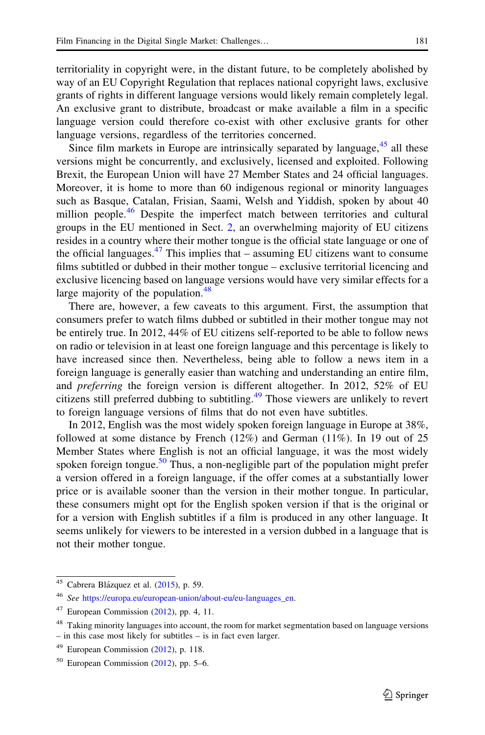territoriality in copyright were, in the distant future, to be completely abolished by way of an EU Copyright Regulation that replaces national copyright laws, exclusive grants of rights in different language versions would likely remain completely legal. An exclusive grant to distribute, broadcast or make available a film in a specific language version could therefore co-exist with other exclusive grants for other language versions, regardless of the territories concerned.

Since film markets in Europe are intrinsically separated by language,[45] all these versions might be concurrently, and exclusively, licensed and exploited. Following Brexit, the European Union will have 27 Member States and 24 official languages. Moreover, it is home to more than 60 indigenous regional or minority languages such as Basque, Catalan, Frisian, Saami, Welsh and Yiddish, spoken by about 40 million people.[46] Despite the imperfect match between territories and cultural groups in the EU mentioned in Sect. 2, an overwhelming majority of EU citizens resides in a country where their mother tongue is the official state language or one of the official languages.[47] This implies that – assuming EU citizens want to consume films subtitled or dubbed in their mother tongue – exclusive territorial licencing and exclusive licencing based on language versions would have very similar effects for a large majority of the population.[48]

There are, however, a few caveats to this argument. First, the assumption that consumers prefer to watch films dubbed or subtitled in their mother tongue may not be entirely true. In 2012, 44% of EU citizens self-reported to be able to follow news on radio or television in at least one foreign language and this percentage is likely to have increased since then. Nevertheless, being able to follow a news item in a foreign language is generally easier than watching and understanding an entire film, and *preferring* the foreign version is different altogether. In 2012, 52% of EU citizens still preferred dubbing to subtitling.[49] Those viewers are unlikely to revert to foreign language versions of films that do not even have subtitles.

In 2012, English was the most widely spoken foreign language in Europe at 38%, followed at some distance by French (12%) and German (11%). In 19 out of 25 Member States where English is not an official language, it was the most widely spoken foreign tongue.[50] Thus, a non-negligible part of the population might prefer a version offered in a foreign language, if the offer comes at a substantially lower price or is available sooner than the version in their mother tongue. In particular, these consumers might opt for the English spoken version if that is the original or for a version with English subtitles if a film is produced in any other language. It seems unlikely for viewers to be interested in a version dubbed in a language that is not their mother tongue.

---

[45] Cabrera Blázquez et al. (2015), p. 59.

[46] *See* https://europa.eu/european-union/about-eu/eu-languages_en.

[47] European Commission (2012), pp. 4, 11.

[48] Taking minority languages into account, the room for market segmentation based on language versions – in this case most likely for subtitles – is in fact even larger.

[49] European Commission (2012), p. 118.

[50] European Commission (2012), pp. 5–6.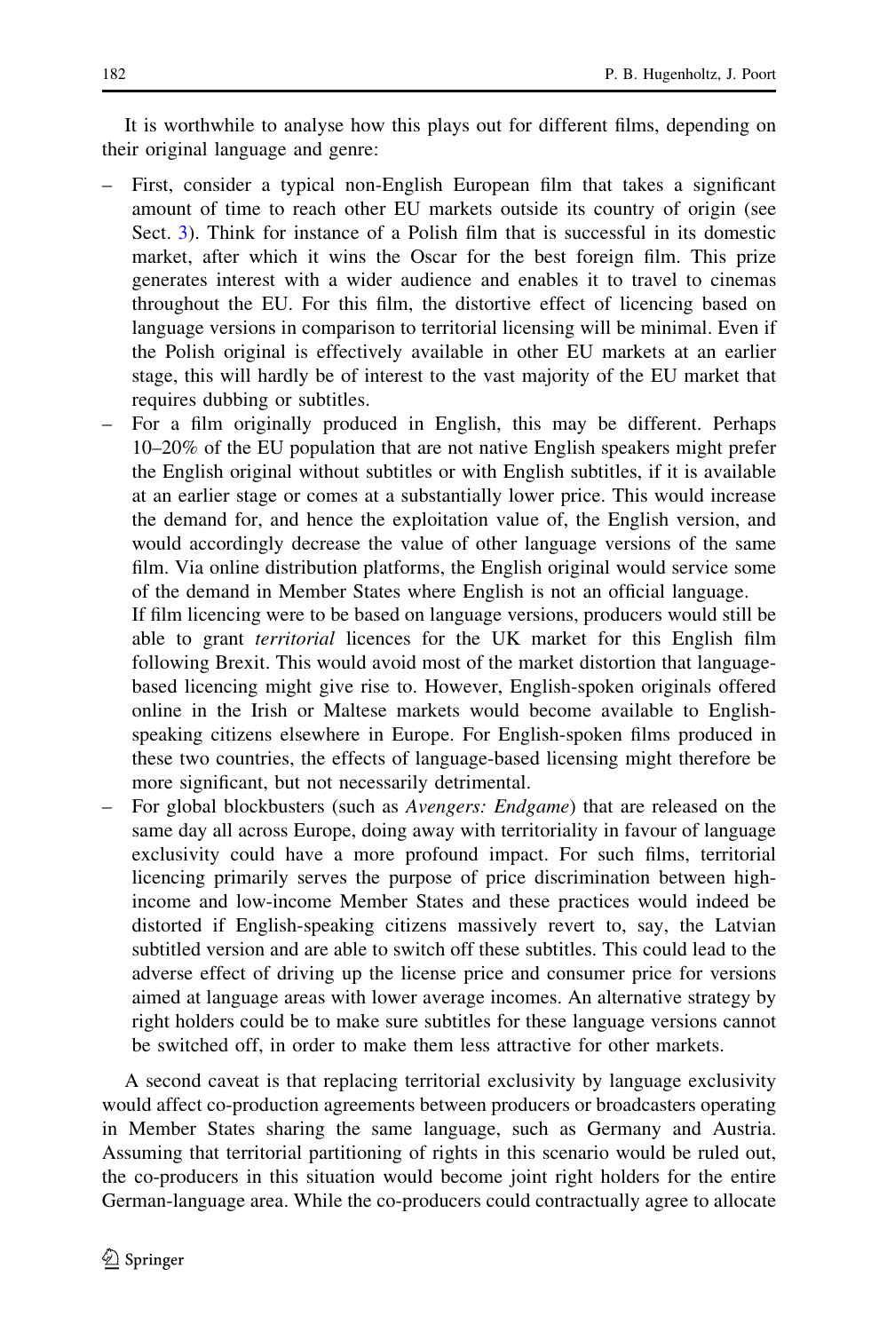It is worthwhile to analyse how this plays out for different films, depending on their original language and genre:

- First, consider a typical non-English European film that takes a significant amount of time to reach other EU markets outside its country of origin (see Sect. 3). Think for instance of a Polish film that is successful in its domestic market, after which it wins the Oscar for the best foreign film. This prize generates interest with a wider audience and enables it to travel to cinemas throughout the EU. For this film, the distortive effect of licencing based on language versions in comparison to territorial licensing will be minimal. Even if the Polish original is effectively available in other EU markets at an earlier stage, this will hardly be of interest to the vast majority of the EU market that requires dubbing or subtitles.
- For a film originally produced in English, this may be different. Perhaps 10–20% of the EU population that are not native English speakers might prefer the English original without subtitles or with English subtitles, if it is available at an earlier stage or comes at a substantially lower price. This would increase the demand for, and hence the exploitation value of, the English version, and would accordingly decrease the value of other language versions of the same film. Via online distribution platforms, the English original would service some of the demand in Member States where English is not an official language.

  If film licencing were to be based on language versions, producers would still be able to grant *territorial* licences for the UK market for this English film following Brexit. This would avoid most of the market distortion that language-based licencing might give rise to. However, English-spoken originals offered online in the Irish or Maltese markets would become available to English-speaking citizens elsewhere in Europe. For English-spoken films produced in these two countries, the effects of language-based licensing might therefore be more significant, but not necessarily detrimental.
- For global blockbusters (such as *Avengers: Endgame*) that are released on the same day all across Europe, doing away with territoriality in favour of language exclusivity could have a more profound impact. For such films, territorial licencing primarily serves the purpose of price discrimination between high-income and low-income Member States and these practices would indeed be distorted if English-speaking citizens massively revert to, say, the Latvian subtitled version and are able to switch off these subtitles. This could lead to the adverse effect of driving up the license price and consumer price for versions aimed at language areas with lower average incomes. An alternative strategy by right holders could be to make sure subtitles for these language versions cannot be switched off, in order to make them less attractive for other markets.

A second caveat is that replacing territorial exclusivity by language exclusivity would affect co-production agreements between producers or broadcasters operating in Member States sharing the same language, such as Germany and Austria. Assuming that territorial partitioning of rights in this scenario would be ruled out, the co-producers in this situation would become joint right holders for the entire German-language area. While the co-producers could contractually agree to allocate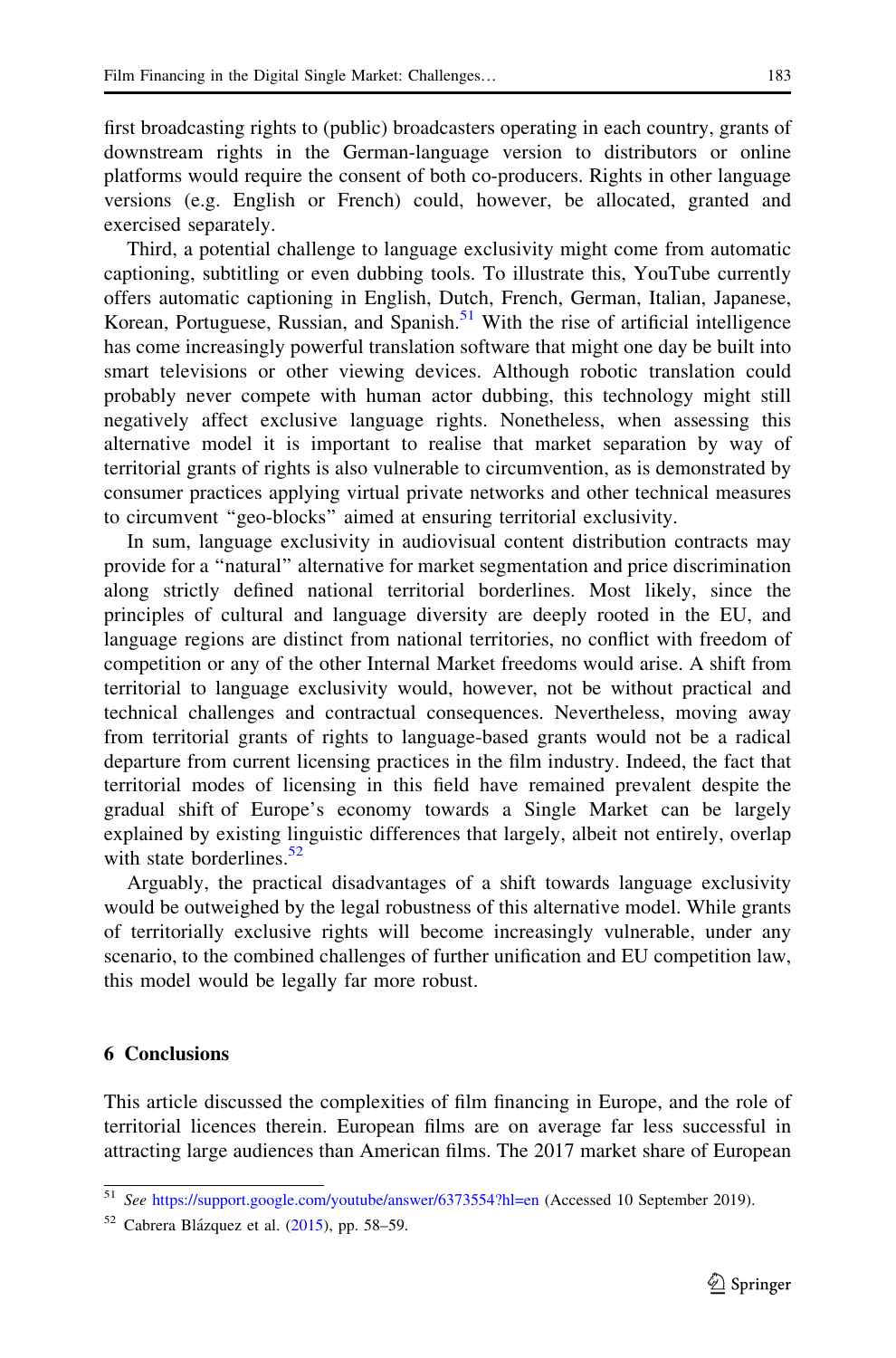first broadcasting rights to (public) broadcasters operating in each country, grants of downstream rights in the German-language version to distributors or online platforms would require the consent of both co-producers. Rights in other language versions (e.g. English or French) could, however, be allocated, granted and exercised separately.

Third, a potential challenge to language exclusivity might come from automatic captioning, subtitling or even dubbing tools. To illustrate this, YouTube currently offers automatic captioning in English, Dutch, French, German, Italian, Japanese, Korean, Portuguese, Russian, and Spanish.[51] With the rise of artificial intelligence has come increasingly powerful translation software that might one day be built into smart televisions or other viewing devices. Although robotic translation could probably never compete with human actor dubbing, this technology might still negatively affect exclusive language rights. Nonetheless, when assessing this alternative model it is important to realise that market separation by way of territorial grants of rights is also vulnerable to circumvention, as is demonstrated by consumer practices applying virtual private networks and other technical measures to circumvent "geo-blocks" aimed at ensuring territorial exclusivity.

In sum, language exclusivity in audiovisual content distribution contracts may provide for a "natural" alternative for market segmentation and price discrimination along strictly defined national territorial borderlines. Most likely, since the principles of cultural and language diversity are deeply rooted in the EU, and language regions are distinct from national territories, no conflict with freedom of competition or any of the other Internal Market freedoms would arise. A shift from territorial to language exclusivity would, however, not be without practical and technical challenges and contractual consequences. Nevertheless, moving away from territorial grants of rights to language-based grants would not be a radical departure from current licensing practices in the film industry. Indeed, the fact that territorial modes of licensing in this field have remained prevalent despite the gradual shift of Europe's economy towards a Single Market can be largely explained by existing linguistic differences that largely, albeit not entirely, overlap with state borderlines.[52]

Arguably, the practical disadvantages of a shift towards language exclusivity would be outweighed by the legal robustness of this alternative model. While grants of territorially exclusive rights will become increasingly vulnerable, under any scenario, to the combined challenges of further unification and EU competition law, this model would be legally far more robust.

## 6 Conclusions

This article discussed the complexities of film financing in Europe, and the role of territorial licences therein. European films are on average far less successful in attracting large audiences than American films. The 2017 market share of European

---

[51] *See* https://support.google.com/youtube/answer/6373554?hl=en (Accessed 10 September 2019).

[52] Cabrera Blázquez et al. (2015), pp. 58–59.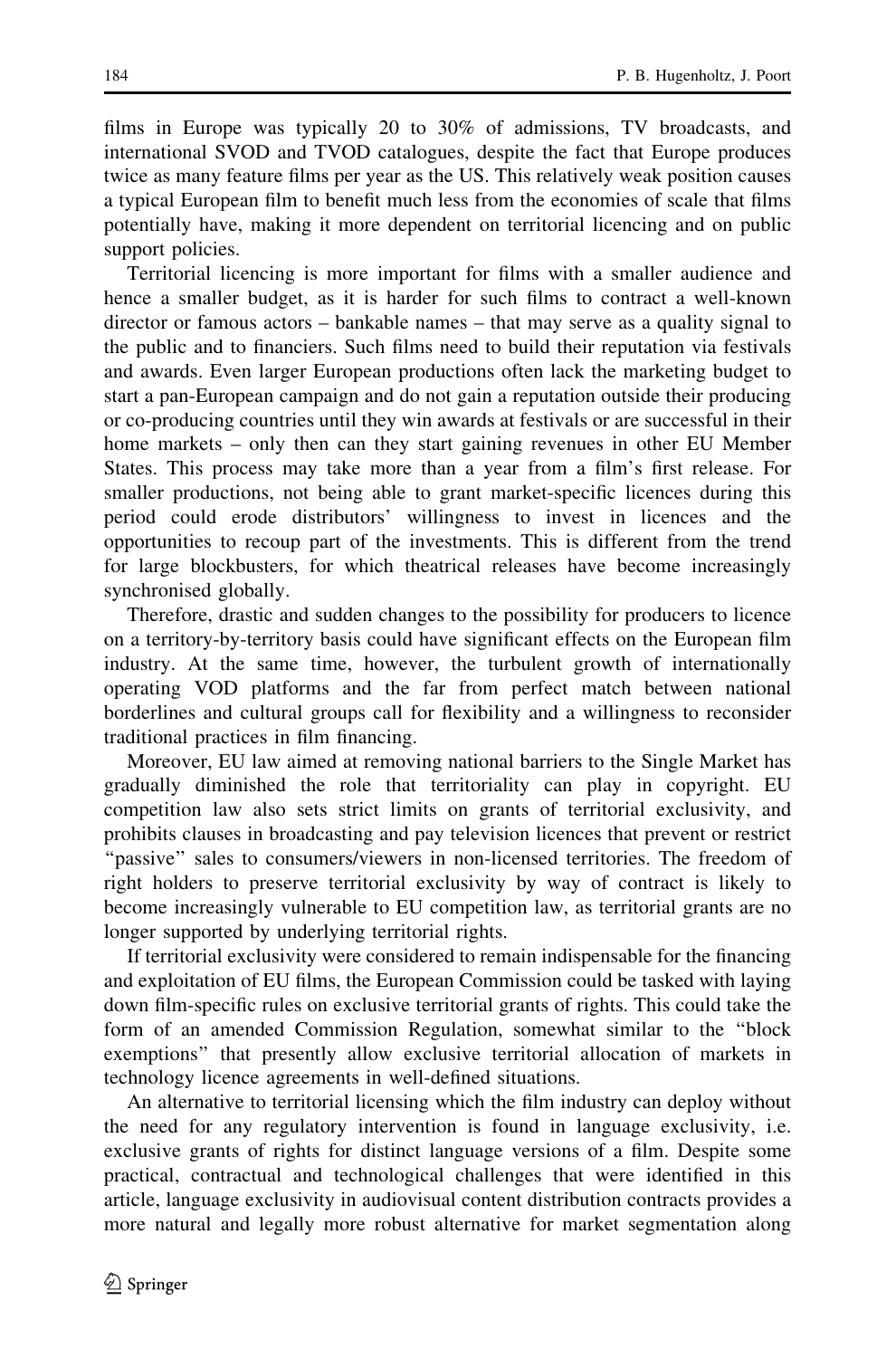films in Europe was typically 20 to 30% of admissions, TV broadcasts, and international SVOD and TVOD catalogues, despite the fact that Europe produces twice as many feature films per year as the US. This relatively weak position causes a typical European film to benefit much less from the economies of scale that films potentially have, making it more dependent on territorial licencing and on public support policies.

Territorial licencing is more important for films with a smaller audience and hence a smaller budget, as it is harder for such films to contract a well-known director or famous actors – bankable names – that may serve as a quality signal to the public and to financiers. Such films need to build their reputation via festivals and awards. Even larger European productions often lack the marketing budget to start a pan-European campaign and do not gain a reputation outside their producing or co-producing countries until they win awards at festivals or are successful in their home markets – only then can they start gaining revenues in other EU Member States. This process may take more than a year from a film's first release. For smaller productions, not being able to grant market-specific licences during this period could erode distributors' willingness to invest in licences and the opportunities to recoup part of the investments. This is different from the trend for large blockbusters, for which theatrical releases have become increasingly synchronised globally.

Therefore, drastic and sudden changes to the possibility for producers to licence on a territory-by-territory basis could have significant effects on the European film industry. At the same time, however, the turbulent growth of internationally operating VOD platforms and the far from perfect match between national borderlines and cultural groups call for flexibility and a willingness to reconsider traditional practices in film financing.

Moreover, EU law aimed at removing national barriers to the Single Market has gradually diminished the role that territoriality can play in copyright. EU competition law also sets strict limits on grants of territorial exclusivity, and prohibits clauses in broadcasting and pay television licences that prevent or restrict "passive" sales to consumers/viewers in non-licensed territories. The freedom of right holders to preserve territorial exclusivity by way of contract is likely to become increasingly vulnerable to EU competition law, as territorial grants are no longer supported by underlying territorial rights.

If territorial exclusivity were considered to remain indispensable for the financing and exploitation of EU films, the European Commission could be tasked with laying down film-specific rules on exclusive territorial grants of rights. This could take the form of an amended Commission Regulation, somewhat similar to the "block exemptions" that presently allow exclusive territorial allocation of markets in technology licence agreements in well-defined situations.

An alternative to territorial licensing which the film industry can deploy without the need for any regulatory intervention is found in language exclusivity, i.e. exclusive grants of rights for distinct language versions of a film. Despite some practical, contractual and technological challenges that were identified in this article, language exclusivity in audiovisual content distribution contracts provides a more natural and legally more robust alternative for market segmentation along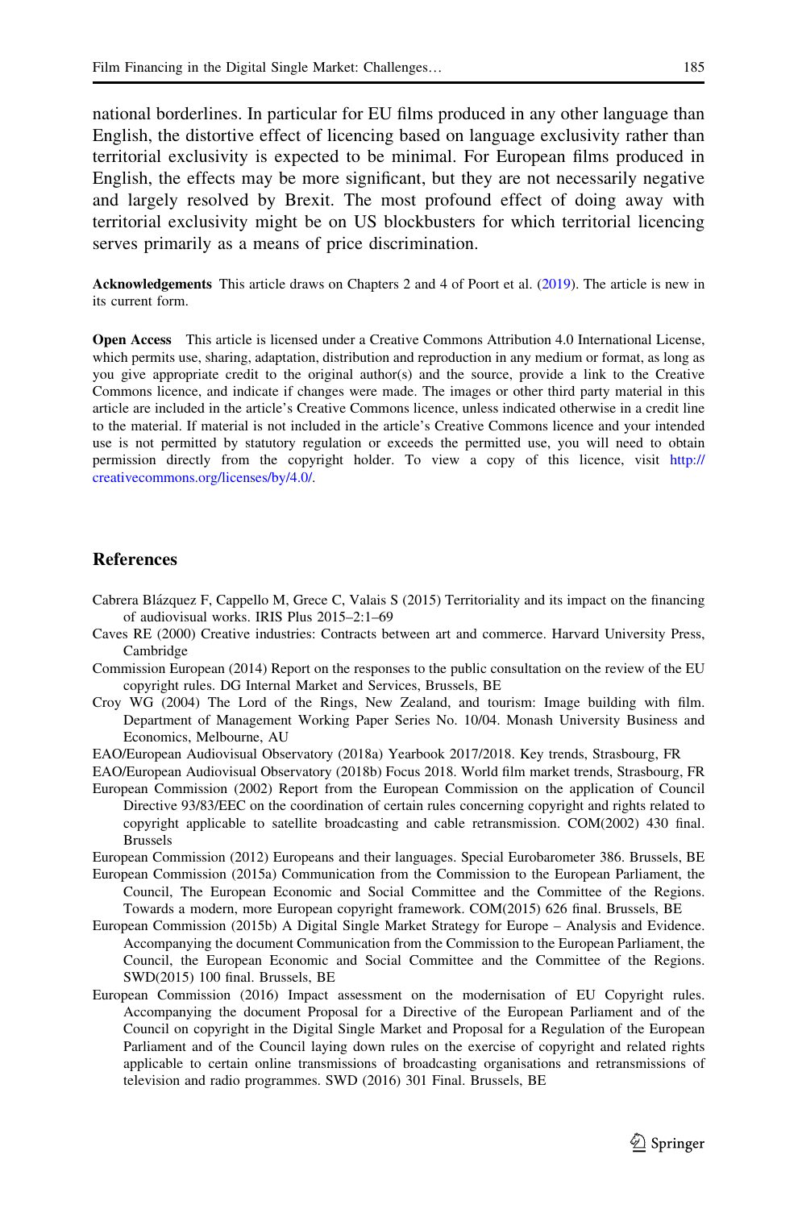national borderlines. In particular for EU films produced in any other language than English, the distortive effect of licencing based on language exclusivity rather than territorial exclusivity is expected to be minimal. For European films produced in English, the effects may be more significant, but they are not necessarily negative and largely resolved by Brexit. The most profound effect of doing away with territorial exclusivity might be on US blockbusters for which territorial licencing serves primarily as a means of price discrimination.

**Acknowledgements** This article draws on Chapters 2 and 4 of Poort et al. (2019). The article is new in its current form.

**Open Access** This article is licensed under a Creative Commons Attribution 4.0 International License, which permits use, sharing, adaptation, distribution and reproduction in any medium or format, as long as you give appropriate credit to the original author(s) and the source, provide a link to the Creative Commons licence, and indicate if changes were made. The images or other third party material in this article are included in the article's Creative Commons licence, unless indicated otherwise in a credit line to the material. If material is not included in the article's Creative Commons licence and your intended use is not permitted by statutory regulation or exceeds the permitted use, you will need to obtain permission directly from the copyright holder. To view a copy of this licence, visit http://creativecommons.org/licenses/by/4.0/.

## References

Cabrera Blázquez F, Cappello M, Grece C, Valais S (2015) Territoriality and its impact on the financing of audiovisual works. IRIS Plus 2015–2:1–69

Caves RE (2000) Creative industries: Contracts between art and commerce. Harvard University Press, Cambridge

Commission European (2014) Report on the responses to the public consultation on the review of the EU copyright rules. DG Internal Market and Services, Brussels, BE

Croy WG (2004) The Lord of the Rings, New Zealand, and tourism: Image building with film. Department of Management Working Paper Series No. 10/04. Monash University Business and Economics, Melbourne, AU

EAO/European Audiovisual Observatory (2018a) Yearbook 2017/2018. Key trends, Strasbourg, FR

EAO/European Audiovisual Observatory (2018b) Focus 2018. World film market trends, Strasbourg, FR

European Commission (2002) Report from the European Commission on the application of Council Directive 93/83/EEC on the coordination of certain rules concerning copyright and rights related to copyright applicable to satellite broadcasting and cable retransmission. COM(2002) 430 final. Brussels

European Commission (2012) Europeans and their languages. Special Eurobarometer 386. Brussels, BE

European Commission (2015a) Communication from the Commission to the European Parliament, the Council, The European Economic and Social Committee and the Committee of the Regions. Towards a modern, more European copyright framework. COM(2015) 626 final. Brussels, BE

European Commission (2015b) A Digital Single Market Strategy for Europe – Analysis and Evidence. Accompanying the document Communication from the Commission to the European Parliament, the Council, the European Economic and Social Committee and the Committee of the Regions. SWD(2015) 100 final. Brussels, BE

European Commission (2016) Impact assessment on the modernisation of EU Copyright rules. Accompanying the document Proposal for a Directive of the European Parliament and of the Council on copyright in the Digital Single Market and Proposal for a Regulation of the European Parliament and of the Council laying down rules on the exercise of copyright and related rights applicable to certain online transmissions of broadcasting organisations and retransmissions of television and radio programmes. SWD (2016) 301 Final. Brussels, BE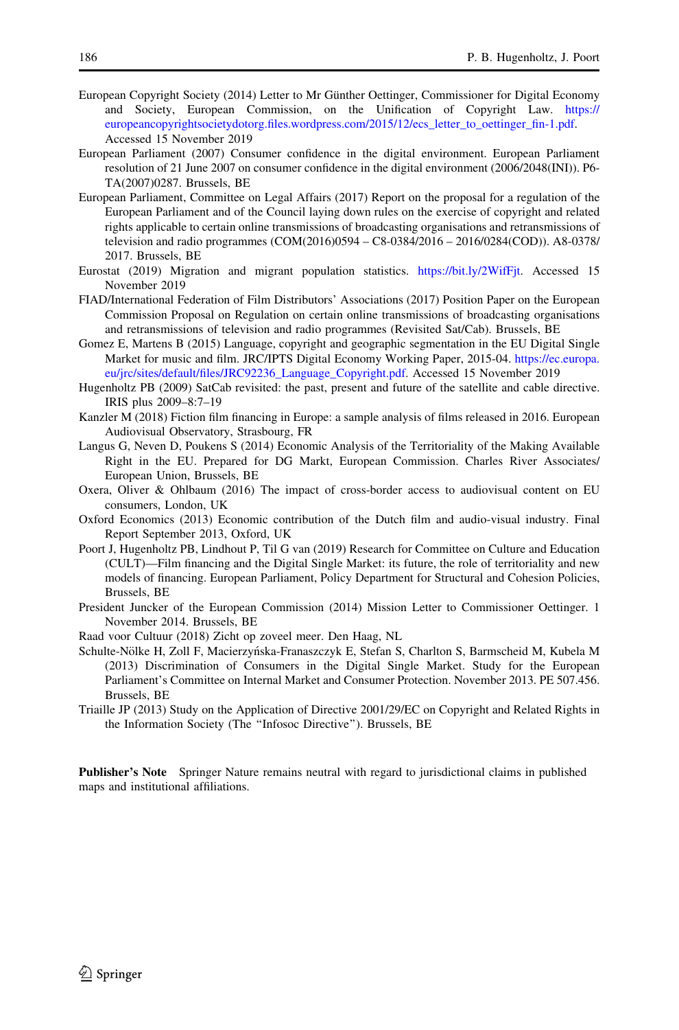European Copyright Society (2014) Letter to Mr Günther Oettinger, Commissioner for Digital Economy and Society, European Commission, on the Unification of Copyright Law. https://europeancopyrightsocietydotorg.files.wordpress.com/2015/12/ecs_letter_to_oettinger_fin-1.pdf. Accessed 15 November 2019

European Parliament (2007) Consumer confidence in the digital environment. European Parliament resolution of 21 June 2007 on consumer confidence in the digital environment (2006/2048(INI)). P6-TA(2007)0287. Brussels, BE

European Parliament, Committee on Legal Affairs (2017) Report on the proposal for a regulation of the European Parliament and of the Council laying down rules on the exercise of copyright and related rights applicable to certain online transmissions of broadcasting organisations and retransmissions of television and radio programmes (COM(2016)0594 – C8-0384/2016 – 2016/0284(COD)). A8-0378/2017. Brussels, BE

Eurostat (2019) Migration and migrant population statistics. https://bit.ly/2WifFjt. Accessed 15 November 2019

FIAD/International Federation of Film Distributors' Associations (2017) Position Paper on the European Commission Proposal on Regulation on certain online transmissions of broadcasting organisations and retransmissions of television and radio programmes (Revisited Sat/Cab). Brussels, BE

Gomez E, Martens B (2015) Language, copyright and geographic segmentation in the EU Digital Single Market for music and film. JRC/IPTS Digital Economy Working Paper, 2015-04. https://ec.europa.eu/jrc/sites/default/files/JRC92236_Language_Copyright.pdf. Accessed 15 November 2019

Hugenholtz PB (2009) SatCab revisited: the past, present and future of the satellite and cable directive. IRIS plus 2009–8:7–19

Kanzler M (2018) Fiction film financing in Europe: a sample analysis of films released in 2016. European Audiovisual Observatory, Strasbourg, FR

Langus G, Neven D, Poukens S (2014) Economic Analysis of the Territoriality of the Making Available Right in the EU. Prepared for DG Markt, European Commission. Charles River Associates/European Union, Brussels, BE

Oxera, Oliver & Ohlbaum (2016) The impact of cross-border access to audiovisual content on EU consumers, London, UK

Oxford Economics (2013) Economic contribution of the Dutch film and audio-visual industry. Final Report September 2013, Oxford, UK

Poort J, Hugenholtz PB, Lindhout P, Til G van (2019) Research for Committee on Culture and Education (CULT)—Film financing and the Digital Single Market: its future, the role of territoriality and new models of financing. European Parliament, Policy Department for Structural and Cohesion Policies, Brussels, BE

President Juncker of the European Commission (2014) Mission Letter to Commissioner Oettinger. 1 November 2014. Brussels, BE

Raad voor Cultuur (2018) Zicht op zoveel meer. Den Haag, NL

Schulte-Nölke H, Zoll F, Macierzyńska-Franaszczyk E, Stefan S, Charlton S, Barmscheid M, Kubela M (2013) Discrimination of Consumers in the Digital Single Market. Study for the European Parliament's Committee on Internal Market and Consumer Protection. November 2013. PE 507.456. Brussels, BE

Triaille JP (2013) Study on the Application of Directive 2001/29/EC on Copyright and Related Rights in the Information Society (The "Infosoc Directive"). Brussels, BE

**Publisher's Note** Springer Nature remains neutral with regard to jurisdictional claims in published maps and institutional affiliations.